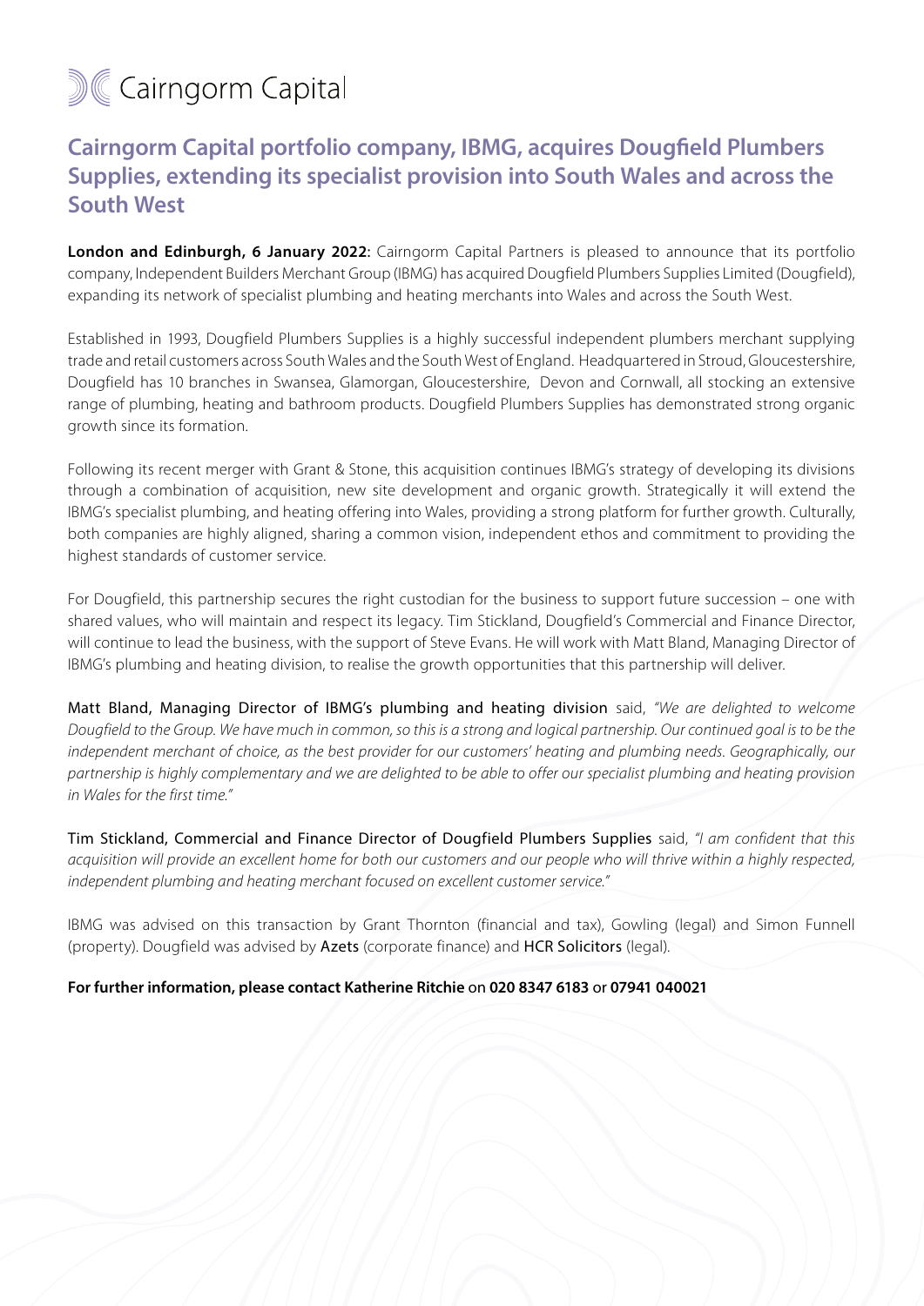Cairngorm Capital

# Cairngorm Capital portfolio company, IBMG, acquires Dougfield Plumbers Supplies, extending its specialist provision into South Wales and across the South West

**London and Edinburgh, 6 January 2022:** Cairngorm Capital Partners is pleased to announce that its portfolio company, Independent Builders Merchant Group (IBMG) has acquired Dougfield Plumbers Supplies Limited (Dougfield), expanding its network of specialist plumbing and heating merchants into Wales and across the South West.

Established in 1993, Dougfield Plumbers Supplies is a highly successful independent plumbers merchant supplying trade and retail customers across South Wales and the South West of England. Headquartered in Stroud, Gloucestershire, Dougfield has 10 branches in Swansea, Glamorgan, Gloucestershire, Devon and Cornwall, all stocking an extensive range of plumbing, heating and bathroom products. Dougfield Plumbers Supplies has demonstrated strong organic growth since its formation.

Following its recent merger with Grant & Stone, this acquisition continues IBMG's strategy of developing its divisions through a combination of acquisition, new site development and organic growth. Strategically it will extend the IBMG's specialist plumbing, and heating offering into Wales, providing a strong platform for further growth. Culturally, both companies are highly aligned, sharing a common vision, independent ethos and commitment to providing the highest standards of customer service.

For Dougfield, this partnership secures the right custodian for the business to support future succession – one with shared values, who will maintain and respect its legacy. Tim Stickland, Dougfield's Commercial and Finance Director, will continue to lead the business, with the support of Steve Evans. He will work with Matt Bland, Managing Director of IBMG's plumbing and heating division, to realise the growth opportunities that this partnership will deliver.

Matt Bland, Managing Director of IBMG's plumbing and heating division said, *"We are delighted to welcome Dougfield to the Group. We have much in common, so this is a strong and logical partnership. Our continued goal is to be the independent merchant of choice, as the best provider for our customers' heating and plumbing needs. Geographically, our partnership is highly complementary and we are delighted to be able to offer our specialist plumbing and heating provision in Wales for the first time."*

Tim Stickland, Commercial and Finance Director of Dougfield Plumbers Supplies said, *"I am confident that this acquisition will provide an excellent home for both our customers and our people who will thrive within a highly respected, independent plumbing and heating merchant focused on excellent customer service."*

IBMG was advised on this transaction by Grant Thornton (financial and tax), Gowling (legal) and Simon Funnell (property). Dougfield was advised by Azets (corporate finance) and HCR Solicitors (legal).

**For further information, please contact Katherine Ritchie** on **020 8347 6183** or **07941 040021**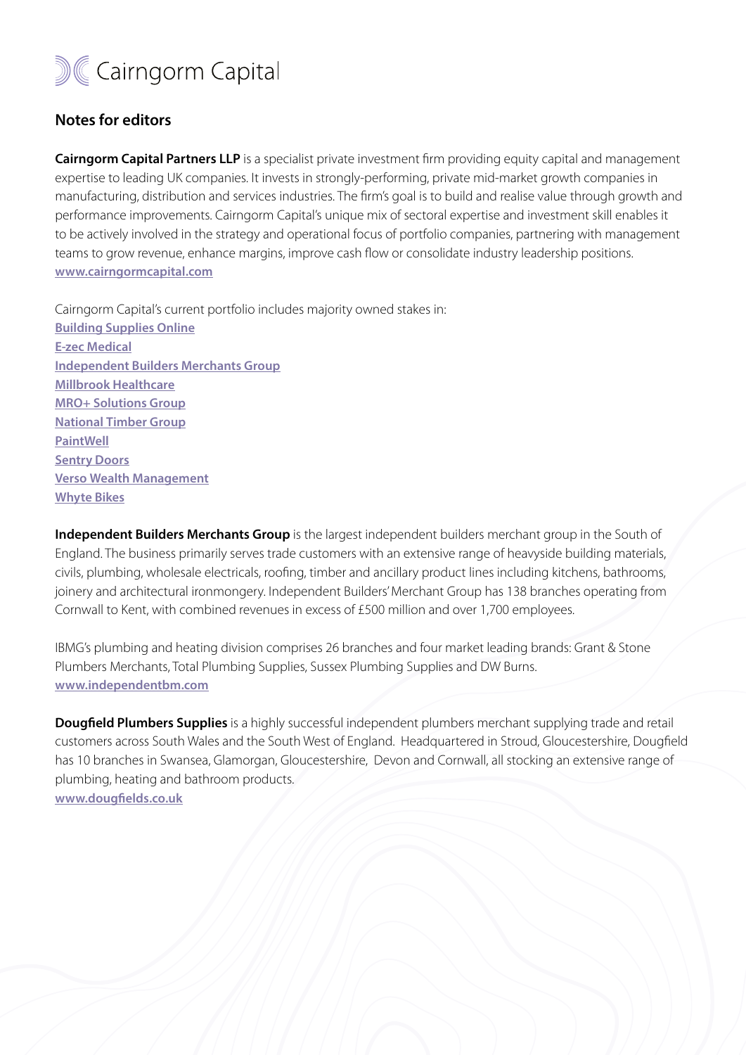Cairngorm Capital

## Notes for editors

**Cairngorm Capital Partners LLP** is a specialist private investment firm providing equity capital and management expertise to leading UK companies. It invests in strongly-performing, private mid-market growth companies in manufacturing, distribution and services industries. The firm's goal is to build and realise value through growth and performance improvements. Cairngorm Capital's unique mix of sectoral expertise and investment skill enables it to be actively involved in the strategy and operational focus of portfolio companies, partnering with management teams to grow revenue, enhance margins, improve cash flow or consolidate industry leadership positions.
**www.cairngormcapital.com**

Cairngorm Capital's current portfolio includes majority owned stakes in:
**Building Supplies Online**
**E-zec Medical**
**Independent Builders Merchants Group**
**Millbrook Healthcare**
**MRO+ Solutions Group**
**National Timber Group**
**PaintWell**
**Sentry Doors**
**Verso Wealth Management**
**Whyte Bikes**

**Independent Builders Merchants Group** is the largest independent builders merchant group in the South of England. The business primarily serves trade customers with an extensive range of heavyside building materials, civils, plumbing, wholesale electricals, roofing, timber and ancillary product lines including kitchens, bathrooms, joinery and architectural ironmongery. Independent Builders' Merchant Group has 138 branches operating from Cornwall to Kent, with combined revenues in excess of £500 million and over 1,700 employees.

IBMG's plumbing and heating division comprises 26 branches and four market leading brands: Grant & Stone Plumbers Merchants, Total Plumbing Supplies, Sussex Plumbing Supplies and DW Burns.
**www.independentbm.com**

**Dougfield Plumbers Supplies** is a highly successful independent plumbers merchant supplying trade and retail customers across South Wales and the South West of England. Headquartered in Stroud, Gloucestershire, Dougfield has 10 branches in Swansea, Glamorgan, Gloucestershire, Devon and Cornwall, all stocking an extensive range of plumbing, heating and bathroom products.
**www.dougfields.co.uk**